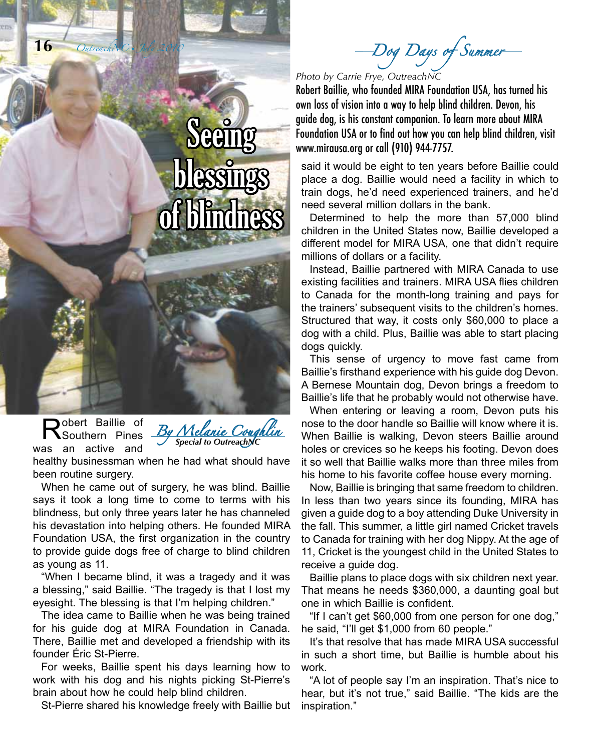# Dog Days of Summer

## Seeing blessings of blindness

*Photo by Carrie Frye, OutreachNC*

Robert Baillie, who founded MIRA Foundation USA, has turned his own loss of vision into a way to help blind children. Devon, his guide dog, is his constant companion. To learn more about MIRA Foundation USA or to find out how you can help blind children, visit www.mirausa.org or call (910) 944-7757.

*By Melanie Coughlin*
***Special to OutreachNC***

Robert Baillie of Southern Pines was an active and healthy businessman when he had what should have been routine surgery.

When he came out of surgery, he was blind. Baillie says it took a long time to come to terms with his blindness, but only three years later he has channeled his devastation into helping others. He founded MIRA Foundation USA, the first organization in the country to provide guide dogs free of charge to blind children as young as 11.

"When I became blind, it was a tragedy and it was a blessing," said Baillie. "The tragedy is that I lost my eyesight. The blessing is that I'm helping children."

The idea came to Baillie when he was being trained for his guide dog at MIRA Foundation in Canada. There, Baillie met and developed a friendship with its founder Éric St-Pierre.

For weeks, Baillie spent his days learning how to work with his dog and his nights picking St-Pierre's brain about how he could help blind children.

St-Pierre shared his knowledge freely with Baillie but said it would be eight to ten years before Baillie could place a dog. Baillie would need a facility in which to train dogs, he'd need experienced trainers, and he'd need several million dollars in the bank.

Determined to help the more than 57,000 blind children in the United States now, Baillie developed a different model for MIRA USA, one that didn't require millions of dollars or a facility.

Instead, Baillie partnered with MIRA Canada to use existing facilities and trainers. MIRA USA flies children to Canada for the month-long training and pays for the trainers' subsequent visits to the children's homes. Structured that way, it costs only $60,000 to place a dog with a child. Plus, Baillie was able to start placing dogs quickly.

This sense of urgency to move fast came from Baillie's firsthand experience with his guide dog Devon. A Bernese Mountain dog, Devon brings a freedom to Baillie's life that he probably would not otherwise have.

When entering or leaving a room, Devon puts his nose to the door handle so Baillie will know where it is. When Baillie is walking, Devon steers Baillie around holes or crevices so he keeps his footing. Devon does it so well that Baillie walks more than three miles from his home to his favorite coffee house every morning.

Now, Baillie is bringing that same freedom to children. In less than two years since its founding, MIRA has given a guide dog to a boy attending Duke University in the fall. This summer, a little girl named Cricket travels to Canada for training with her dog Nippy. At the age of 11, Cricket is the youngest child in the United States to receive a guide dog.

Baillie plans to place dogs with six children next year. That means he needs $360,000, a daunting goal but one in which Baillie is confident.

"If I can't get $60,000 from one person for one dog," he said, "I'll get $1,000 from 60 people."

It's that resolve that has made MIRA USA successful in such a short time, but Baillie is humble about his work.

"A lot of people say I'm an inspiration. That's nice to hear, but it's not true," said Baillie. "The kids are the inspiration."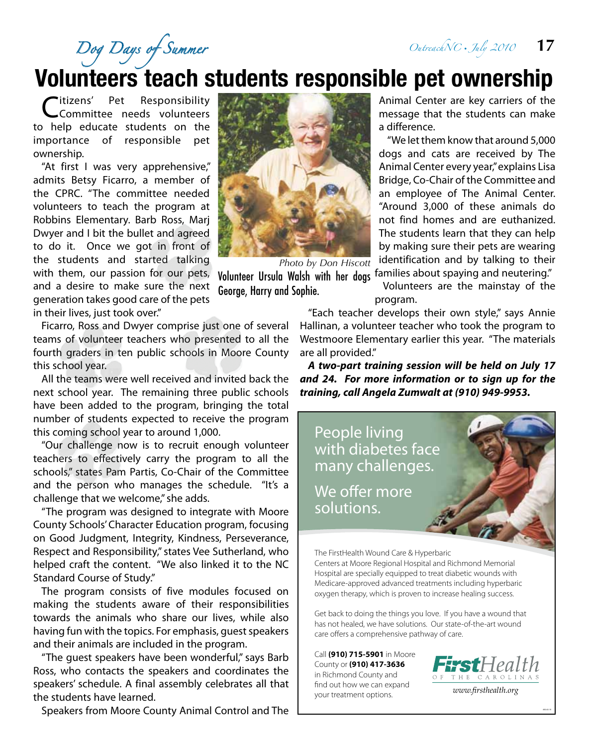*Dog Days of Summer*

# Volunteers teach students responsible pet ownership

Citizens' Pet Responsibility Committee needs volunteers to help educate students on the importance of responsible pet ownership.

"At first I was very apprehensive," admits Betsy Ficarro, a member of the CPRC. "The committee needed volunteers to teach the program at Robbins Elementary. Barb Ross, Marj Dwyer and I bit the bullet and agreed to do it. Once we got in front of the students and started talking with them, our passion for our pets, and a desire to make sure the next generation takes good care of the pets in their lives, just took over."

Ficarro, Ross and Dwyer comprise just one of several teams of volunteer teachers who presented to all the fourth graders in ten public schools in Moore County this school year.

All the teams were well received and invited back the next school year. The remaining three public schools have been added to the program, bringing the total number of students expected to receive the program this coming school year to around 1,000.

"Our challenge now is to recruit enough volunteer teachers to effectively carry the program to all the schools," states Pam Partis, Co-Chair of the Committee and the person who manages the schedule. "It's a challenge that we welcome," she adds.

"The program was designed to integrate with Moore County Schools' Character Education program, focusing on Good Judgment, Integrity, Kindness, Perseverance, Respect and Responsibility," states Vee Sutherland, who helped craft the content. "We also linked it to the NC Standard Course of Study."

The program consists of five modules focused on making the students aware of their responsibilities towards the animals who share our lives, while also having fun with the topics. For emphasis, guest speakers and their animals are included in the program.

"The guest speakers have been wonderful," says Barb Ross, who contacts the speakers and coordinates the speakers' schedule. A final assembly celebrates all that the students have learned.

Speakers from Moore County Animal Control and The Animal Center are key carriers of the message that the students can make a difference.

Photo by Don Hiscott

Volunteer Ursula Walsh with her dogs George, Harry and Sophie.

"We let them know that around 5,000 dogs and cats are received by The Animal Center every year," explains Lisa Bridge, Co-Chair of the Committee and an employee of The Animal Center. "Around 3,000 of these animals do not find homes and are euthanized. The students learn that they can help by making sure their pets are wearing identification and by talking to their families about spaying and neutering."

Volunteers are the mainstay of the program.

"Each teacher develops their own style," says Annie Hallinan, a volunteer teacher who took the program to Westmoore Elementary earlier this year. "The materials are all provided."

***A two-part training session will be held on July 17 and 24. For more information or to sign up for the training, call Angela Zumwalt at (910) 949-9953.***

---

People living with diabetes face many challenges.

We offer more solutions.

The FirstHealth Wound Care & Hyperbaric Centers at Moore Regional Hospital and Richmond Memorial Hospital are specially equipped to treat diabetic wounds with Medicare-approved advanced treatments including hyperbaric oxygen therapy, which is proven to increase healing success.

Get back to doing the things you love. If you have a wound that has not healed, we have solutions. Our state-of-the-art wound care offers a comprehensive pathway of care.

Call **(910) 715-5901** in Moore County or **(910) 417-3636** in Richmond County and find out how we can expand your treatment options.

FirstHealth OF THE CAROLINAS

www.firsthealth.org